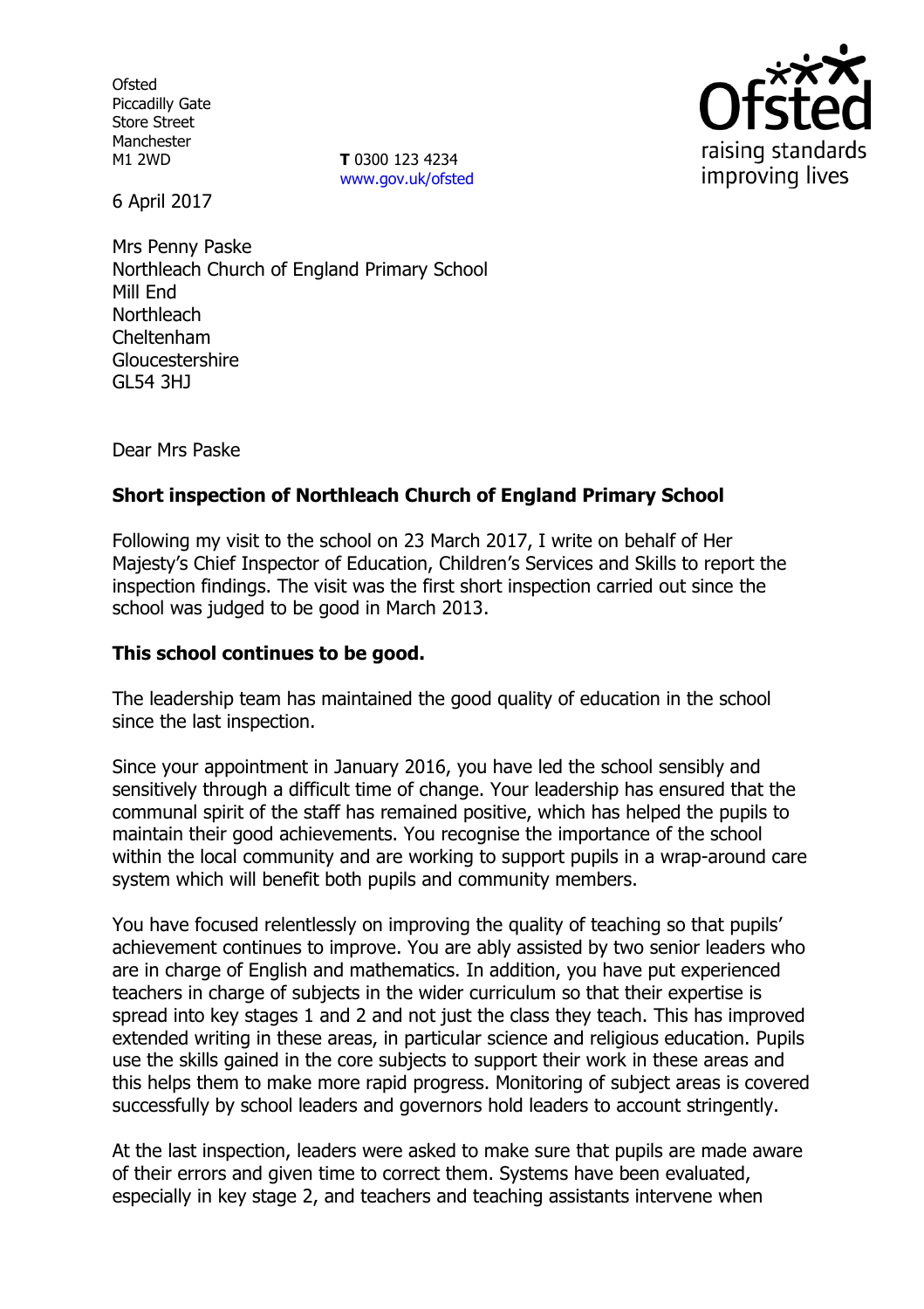Ofsted
Piccadilly Gate
Store Street
Manchester
M1 2WD

**T** 0300 123 4234
www.gov.uk/ofsted

6 April 2017

Mrs Penny Paske
Northleach Church of England Primary School
Mill End
Northleach
Cheltenham
Gloucestershire
GL54 3HJ

Dear Mrs Paske

**Short inspection of Northleach Church of England Primary School**

Following my visit to the school on 23 March 2017, I write on behalf of Her Majesty's Chief Inspector of Education, Children's Services and Skills to report the inspection findings. The visit was the first short inspection carried out since the school was judged to be good in March 2013.

**This school continues to be good.**

The leadership team has maintained the good quality of education in the school since the last inspection.

Since your appointment in January 2016, you have led the school sensibly and sensitively through a difficult time of change. Your leadership has ensured that the communal spirit of the staff has remained positive, which has helped the pupils to maintain their good achievements. You recognise the importance of the school within the local community and are working to support pupils in a wrap-around care system which will benefit both pupils and community members.

You have focused relentlessly on improving the quality of teaching so that pupils' achievement continues to improve. You are ably assisted by two senior leaders who are in charge of English and mathematics. In addition, you have put experienced teachers in charge of subjects in the wider curriculum so that their expertise is spread into key stages 1 and 2 and not just the class they teach. This has improved extended writing in these areas, in particular science and religious education. Pupils use the skills gained in the core subjects to support their work in these areas and this helps them to make more rapid progress. Monitoring of subject areas is covered successfully by school leaders and governors hold leaders to account stringently.

At the last inspection, leaders were asked to make sure that pupils are made aware of their errors and given time to correct them. Systems have been evaluated, especially in key stage 2, and teachers and teaching assistants intervene when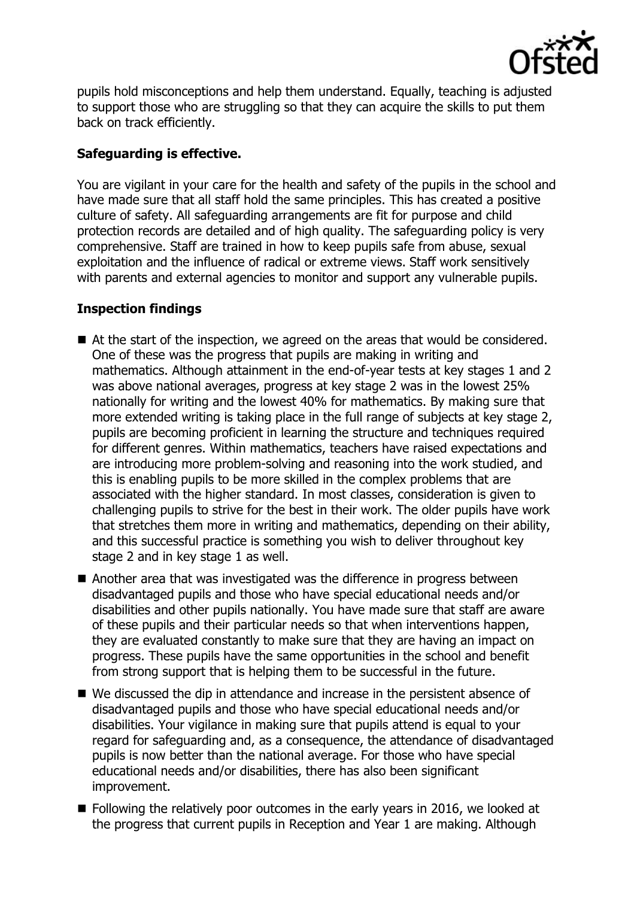pupils hold misconceptions and help them understand. Equally, teaching is adjusted to support those who are struggling so that they can acquire the skills to put them back on track efficiently.

### Safeguarding is effective.

You are vigilant in your care for the health and safety of the pupils in the school and have made sure that all staff hold the same principles. This has created a positive culture of safety. All safeguarding arrangements are fit for purpose and child protection records are detailed and of high quality. The safeguarding policy is very comprehensive. Staff are trained in how to keep pupils safe from abuse, sexual exploitation and the influence of radical or extreme views. Staff work sensitively with parents and external agencies to monitor and support any vulnerable pupils.

### Inspection findings

- At the start of the inspection, we agreed on the areas that would be considered. One of these was the progress that pupils are making in writing and mathematics. Although attainment in the end-of-year tests at key stages 1 and 2 was above national averages, progress at key stage 2 was in the lowest 25% nationally for writing and the lowest 40% for mathematics. By making sure that more extended writing is taking place in the full range of subjects at key stage 2, pupils are becoming proficient in learning the structure and techniques required for different genres. Within mathematics, teachers have raised expectations and are introducing more problem-solving and reasoning into the work studied, and this is enabling pupils to be more skilled in the complex problems that are associated with the higher standard. In most classes, consideration is given to challenging pupils to strive for the best in their work. The older pupils have work that stretches them more in writing and mathematics, depending on their ability, and this successful practice is something you wish to deliver throughout key stage 2 and in key stage 1 as well.
- Another area that was investigated was the difference in progress between disadvantaged pupils and those who have special educational needs and/or disabilities and other pupils nationally. You have made sure that staff are aware of these pupils and their particular needs so that when interventions happen, they are evaluated constantly to make sure that they are having an impact on progress. These pupils have the same opportunities in the school and benefit from strong support that is helping them to be successful in the future.
- We discussed the dip in attendance and increase in the persistent absence of disadvantaged pupils and those who have special educational needs and/or disabilities. Your vigilance in making sure that pupils attend is equal to your regard for safeguarding and, as a consequence, the attendance of disadvantaged pupils is now better than the national average. For those who have special educational needs and/or disabilities, there has also been significant improvement.
- Following the relatively poor outcomes in the early years in 2016, we looked at the progress that current pupils in Reception and Year 1 are making. Although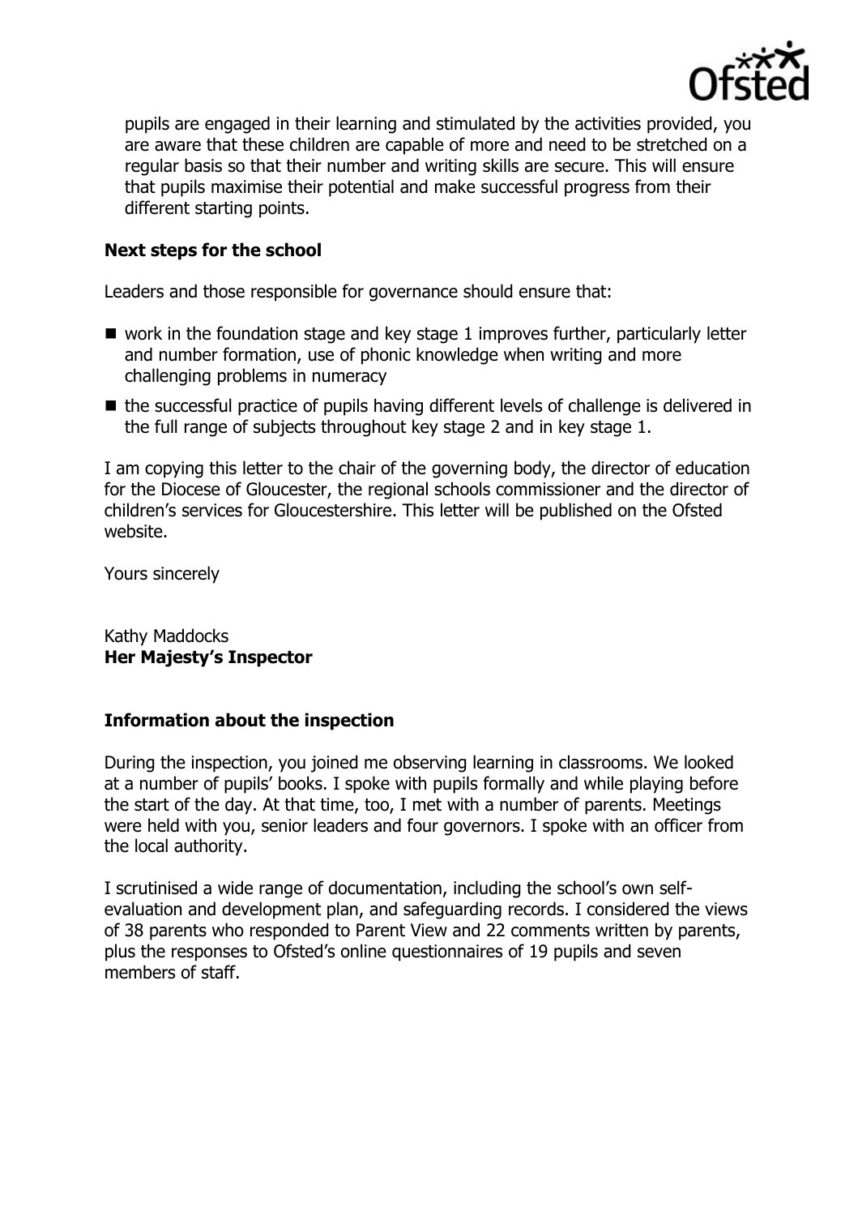pupils are engaged in their learning and stimulated by the activities provided, you are aware that these children are capable of more and need to be stretched on a regular basis so that their number and writing skills are secure. This will ensure that pupils maximise their potential and make successful progress from their different starting points.

## Next steps for the school

Leaders and those responsible for governance should ensure that:

- work in the foundation stage and key stage 1 improves further, particularly letter and number formation, use of phonic knowledge when writing and more challenging problems in numeracy
- the successful practice of pupils having different levels of challenge is delivered in the full range of subjects throughout key stage 2 and in key stage 1.

I am copying this letter to the chair of the governing body, the director of education for the Diocese of Gloucester, the regional schools commissioner and the director of children's services for Gloucestershire. This letter will be published on the Ofsted website.

Yours sincerely

Kathy Maddocks
**Her Majesty's Inspector**

## Information about the inspection

During the inspection, you joined me observing learning in classrooms. We looked at a number of pupils' books. I spoke with pupils formally and while playing before the start of the day. At that time, too, I met with a number of parents. Meetings were held with you, senior leaders and four governors. I spoke with an officer from the local authority.

I scrutinised a wide range of documentation, including the school's own self-evaluation and development plan, and safeguarding records. I considered the views of 38 parents who responded to Parent View and 22 comments written by parents, plus the responses to Ofsted's online questionnaires of 19 pupils and seven members of staff.